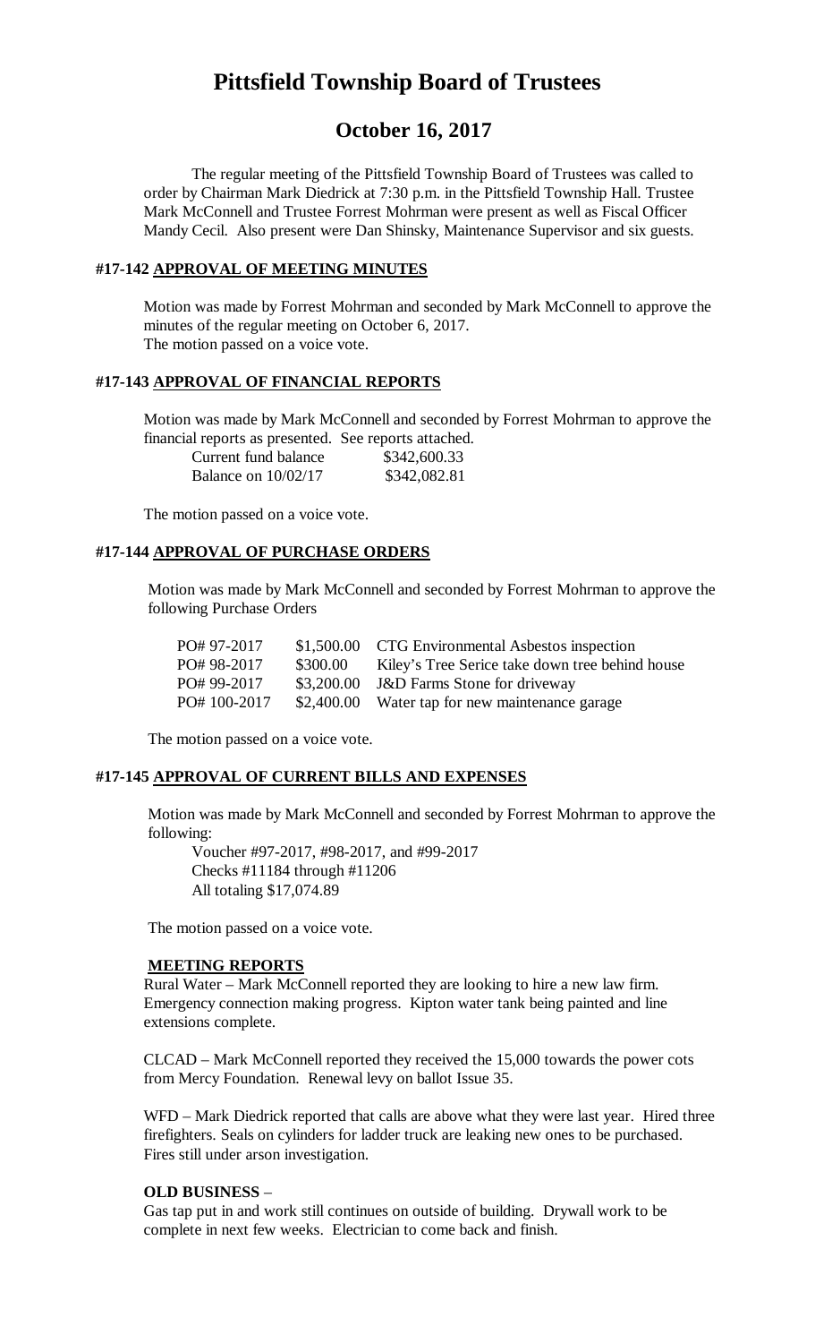# Pittsfield Township Board of Trustees

## October 16, 2017

The regular meeting of the Pittsfield Township Board of Trustees was called to order by Chairman Mark Diedrick at 7:30 p.m. in the Pittsfield Township Hall. Trustee Mark McConnell and Trustee Forrest Mohrman were present as well as Fiscal Officer Mandy Cecil. Also present were Dan Shinsky, Maintenance Supervisor and six guests.

### #17-142 APPROVAL OF MEETING MINUTES

Motion was made by Forrest Mohrman and seconded by Mark McConnell to approve the minutes of the regular meeting on October 6, 2017.
The motion passed on a voice vote.

### #17-143 APPROVAL OF FINANCIAL REPORTS

Motion was made by Mark McConnell and seconded by Forrest Mohrman to approve the financial reports as presented. See reports attached.

| | |
|---|---|
| Current fund balance | \$342,600.33 |
| Balance on 10/02/17 | \$342,082.81 |

The motion passed on a voice vote.

### #17-144 APPROVAL OF PURCHASE ORDERS

Motion was made by Mark McConnell and seconded by Forrest Mohrman to approve the following Purchase Orders

| | | |
|---|---|---|
| PO# 97-2017 | \$1,500.00 | CTG Environmental Asbestos inspection |
| PO# 98-2017 | \$300.00 | Kiley's Tree Serice take down tree behind house |
| PO# 99-2017 | \$3,200.00 | J&D Farms Stone for driveway |
| PO# 100-2017 | \$2,400.00 | Water tap for new maintenance garage |

The motion passed on a voice vote.

### #17-145 APPROVAL OF CURRENT BILLS AND EXPENSES

Motion was made by Mark McConnell and seconded by Forrest Mohrman to approve the following:

Voucher #97-2017, #98-2017, and #99-2017
Checks #11184 through #11206
All totaling \$17,074.89

The motion passed on a voice vote.

### MEETING REPORTS

Rural Water – Mark McConnell reported they are looking to hire a new law firm. Emergency connection making progress. Kipton water tank being painted and line extensions complete.

CLCAD – Mark McConnell reported they received the 15,000 towards the power cots from Mercy Foundation. Renewal levy on ballot Issue 35.

WFD – Mark Diedrick reported that calls are above what they were last year. Hired three firefighters. Seals on cylinders for ladder truck are leaking new ones to be purchased. Fires still under arson investigation.

### OLD BUSINESS –

Gas tap put in and work still continues on outside of building. Drywall work to be complete in next few weeks. Electrician to come back and finish.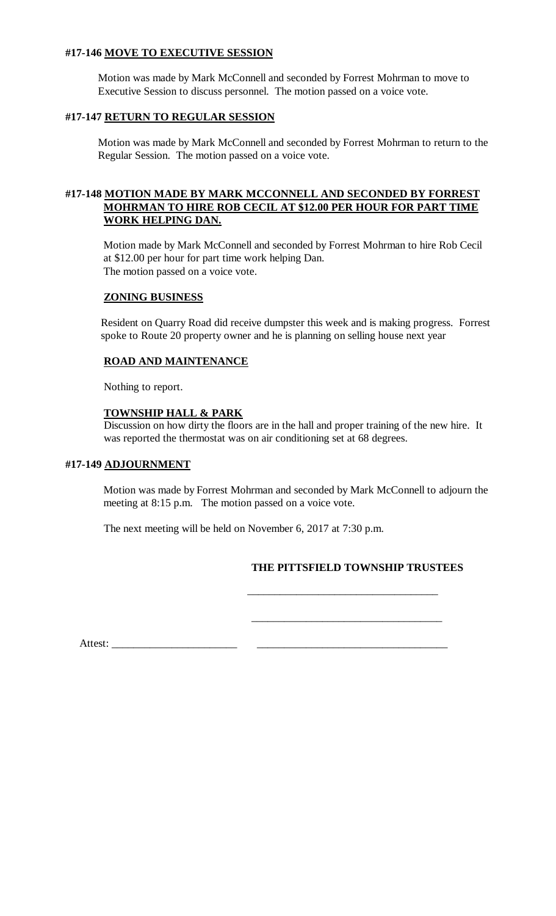#### #17-146 **MOVE TO EXECUTIVE SESSION**

Motion was made by Mark McConnell and seconded by Forrest Mohrman to move to Executive Session to discuss personnel. The motion passed on a voice vote.

#### #17-147 **RETURN TO REGULAR SESSION**

Motion was made by Mark McConnell and seconded by Forrest Mohrman to return to the Regular Session. The motion passed on a voice vote.

#### #17-148 **MOTION MADE BY MARK MCCONNELL AND SECONDED BY FORREST MOHRMAN TO HIRE ROB CECIL AT $12.00 PER HOUR FOR PART TIME WORK HELPING DAN.**

Motion made by Mark McConnell and seconded by Forrest Mohrman to hire Rob Cecil at $12.00 per hour for part time work helping Dan.
The motion passed on a voice vote.

**ZONING BUSINESS**

Resident on Quarry Road did receive dumpster this week and is making progress. Forrest spoke to Route 20 property owner and he is planning on selling house next year

**ROAD AND MAINTENANCE**

Nothing to report.

**TOWNSHIP HALL & PARK**

Discussion on how dirty the floors are in the hall and proper training of the new hire. It was reported the thermostat was on air conditioning set at 68 degrees.

#### #17-149 **ADJOURNMENT**

Motion was made by Forrest Mohrman and seconded by Mark McConnell to adjourn the meeting at 8:15 p.m. The motion passed on a voice vote.

The next meeting will be held on November 6, 2017 at 7:30 p.m.

**THE PITTSFIELD TOWNSHIP TRUSTEES**

___________________________________

___________________________________

Attest: _______________________ ___________________________________